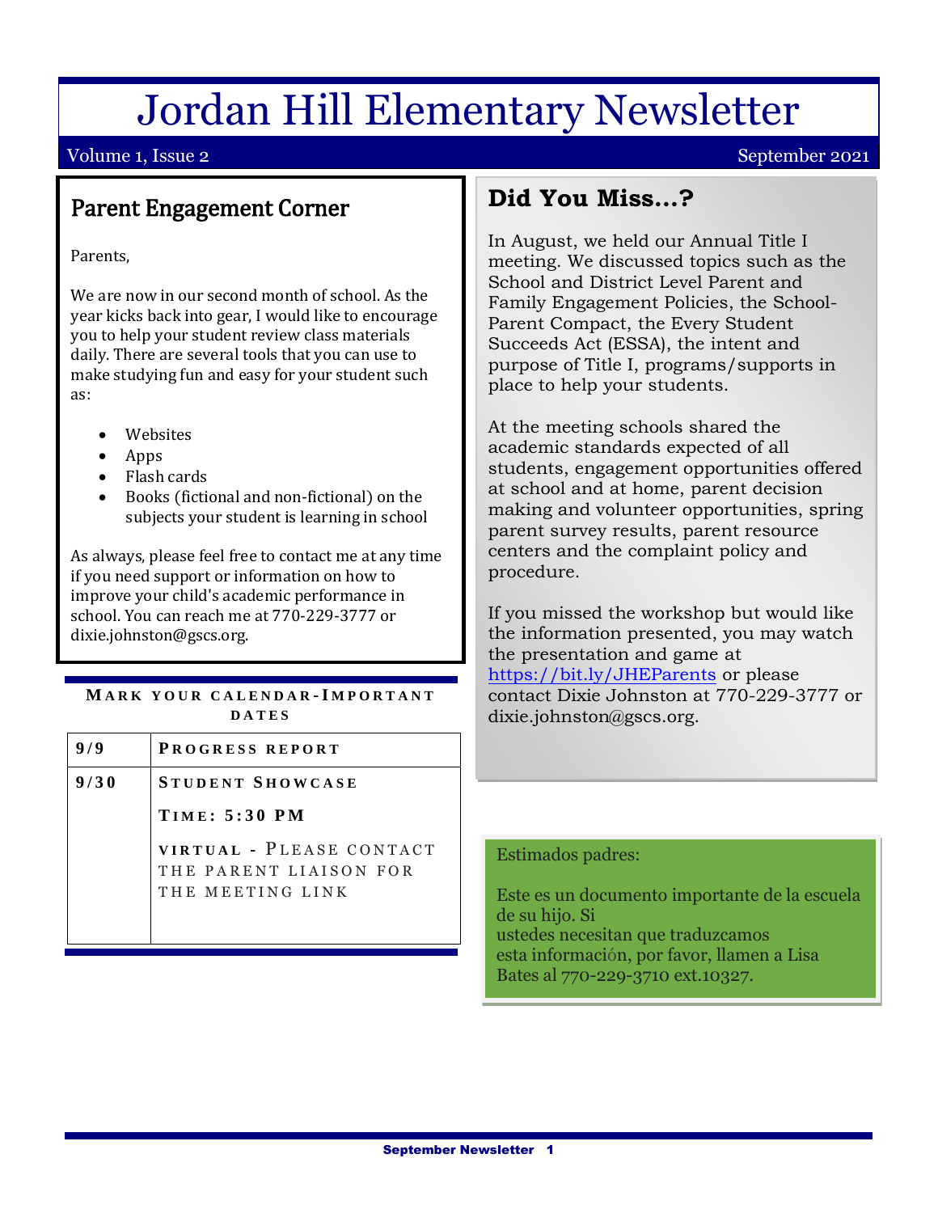# Jordan Hill Elementary Newsletter

Volume 1, Issue 2 — September 2021

## Parent Engagement Corner

Parents,

We are now in our second month of school. As the year kicks back into gear, I would like to encourage you to help your student review class materials daily. There are several tools that you can use to make studying fun and easy for your student such as:

- Websites
- Apps
- Flash cards
- Books (fictional and non-fictional) on the subjects your student is learning in school

As always, please feel free to contact me at any time if you need support or information on how to improve your child's academic performance in school. You can reach me at 770-229-3777 or dixie.johnston@gscs.org.

### Mark your calendar-Important dates

| | |
|---|---|
| 9/9 | Progress report |
| 9/30 | Student Showcase<br>Time: 5:30 PM<br>Virtual - Please contact the parent liaison for the meeting link |

## Did You Miss…?

In August, we held our Annual Title I meeting. We discussed topics such as the School and District Level Parent and Family Engagement Policies, the School-Parent Compact, the Every Student Succeeds Act (ESSA), the intent and purpose of Title I, programs/supports in place to help your students.

At the meeting schools shared the academic standards expected of all students, engagement opportunities offered at school and at home, parent decision making and volunteer opportunities, spring parent survey results, parent resource centers and the complaint policy and procedure.

If you missed the workshop but would like the information presented, you may watch the presentation and game at https://bit.ly/JHEParents or please contact Dixie Johnston at 770-229-3777 or dixie.johnston@gscs.org.

Estimados padres:

Este es un documento importante de la escuela de su hijo. Si ustedes necesitan que traduzcamos esta información, por favor, llamen a Lisa Bates al 770-229-3710 ext.10327.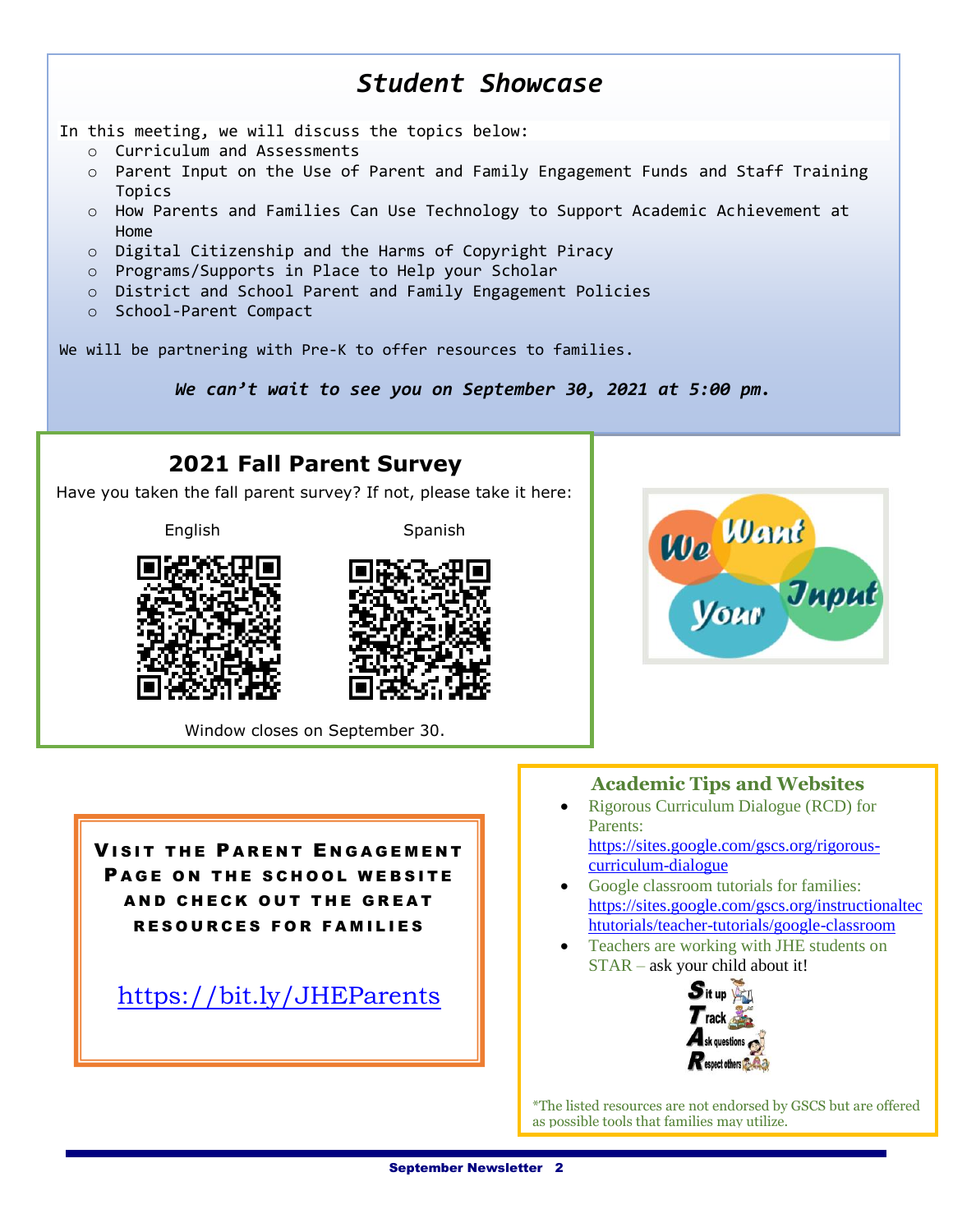## *Student Showcase*

In this meeting, we will discuss the topics below:

- Curriculum and Assessments
- Parent Input on the Use of Parent and Family Engagement Funds and Staff Training Topics
- How Parents and Families Can Use Technology to Support Academic Achievement at Home
- Digital Citizenship and the Harms of Copyright Piracy
- Programs/Supports in Place to Help your Scholar
- District and School Parent and Family Engagement Policies
- School-Parent Compact

We will be partnering with Pre-K to offer resources to families.

***We can't wait to see you on September 30, 2021 at 5:00 pm.***

## 2021 Fall Parent Survey

Have you taken the fall parent survey? If not, please take it here:

English

Spanish

Window closes on September 30.

We Want Your Input

**VISIT THE PARENT ENGAGEMENT PAGE ON THE SCHOOL WEBSITE AND CHECK OUT THE GREAT RESOURCES FOR FAMILIES**

https://bit.ly/JHEParents

### Academic Tips and Websites

- Rigorous Curriculum Dialogue (RCD) for Parents: https://sites.google.com/gscs.org/rigorous-curriculum-dialogue
- Google classroom tutorials for families: https://sites.google.com/gscs.org/instructionaltechtutorials/teacher-tutorials/google-classroom
- Teachers are working with JHE students on STAR – ask your child about it!

**S**it up
**T**rack
**A**sk questions
**R**espect others

*The listed resources are not endorsed by GSCS but are offered as possible tools that families may utilize.